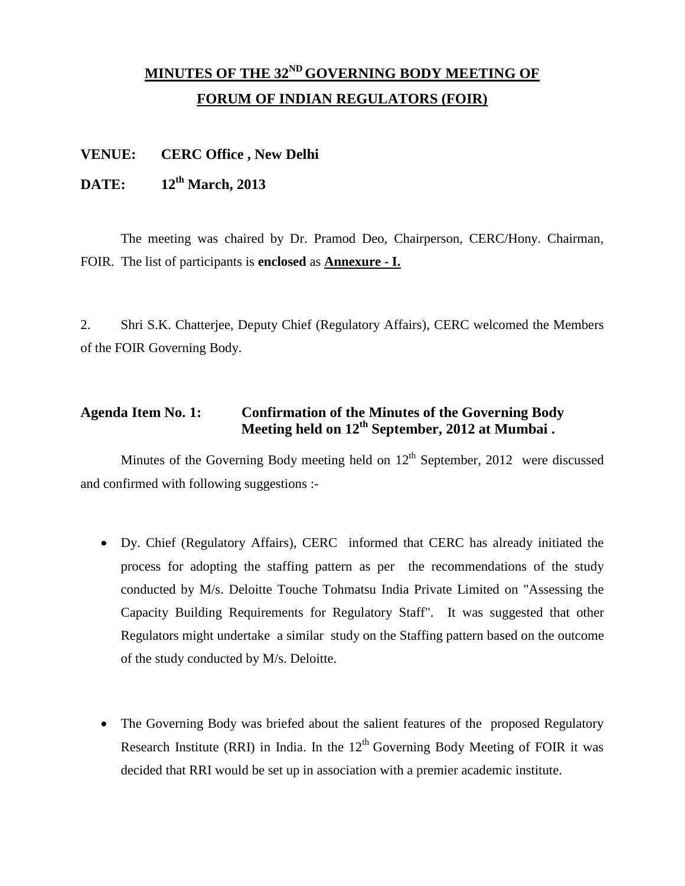# MINUTES OF THE 32ND GOVERNING BODY MEETING OF FORUM OF INDIAN REGULATORS (FOIR)

**VENUE: CERC Office , New Delhi**

**DATE: 12th March, 2013**

The meeting was chaired by Dr. Pramod Deo, Chairperson, CERC/Hony. Chairman, FOIR. The list of participants is **enclosed** as **Annexure - I.**

2. Shri S.K. Chatterjee, Deputy Chief (Regulatory Affairs), CERC welcomed the Members of the FOIR Governing Body.

### Agenda Item No. 1: Confirmation of the Minutes of the Governing Body Meeting held on 12th September, 2012 at Mumbai .

Minutes of the Governing Body meeting held on 12th September, 2012 were discussed and confirmed with following suggestions :-

- Dy. Chief (Regulatory Affairs), CERC informed that CERC has already initiated the process for adopting the staffing pattern as per the recommendations of the study conducted by M/s. Deloitte Touche Tohmatsu India Private Limited on "Assessing the Capacity Building Requirements for Regulatory Staff". It was suggested that other Regulators might undertake a similar study on the Staffing pattern based on the outcome of the study conducted by M/s. Deloitte.

- The Governing Body was briefed about the salient features of the proposed Regulatory Research Institute (RRI) in India. In the 12th Governing Body Meeting of FOIR it was decided that RRI would be set up in association with a premier academic institute.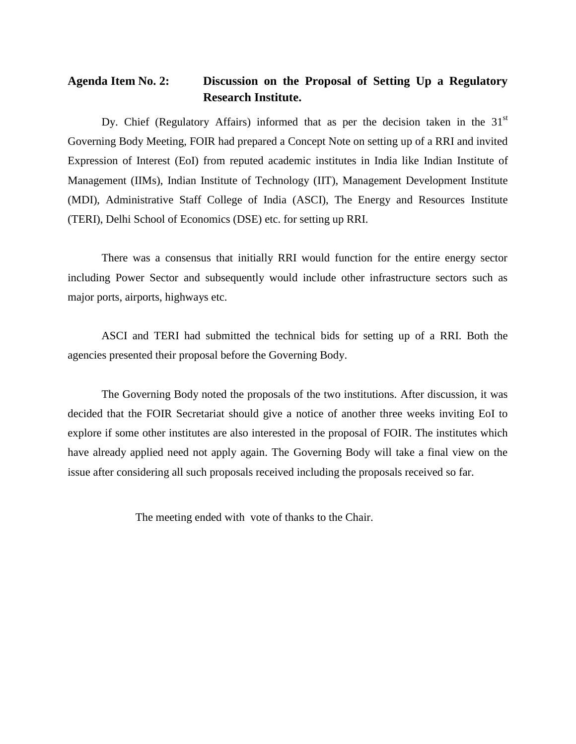**Agenda Item No. 2: Discussion on the Proposal of Setting Up a Regulatory Research Institute.**

Dy. Chief (Regulatory Affairs) informed that as per the decision taken in the 31st Governing Body Meeting, FOIR had prepared a Concept Note on setting up of a RRI and invited Expression of Interest (EoI) from reputed academic institutes in India like Indian Institute of Management (IIMs), Indian Institute of Technology (IIT), Management Development Institute (MDI), Administrative Staff College of India (ASCI), The Energy and Resources Institute (TERI), Delhi School of Economics (DSE) etc. for setting up RRI.

There was a consensus that initially RRI would function for the entire energy sector including Power Sector and subsequently would include other infrastructure sectors such as major ports, airports, highways etc.

ASCI and TERI had submitted the technical bids for setting up of a RRI. Both the agencies presented their proposal before the Governing Body.

The Governing Body noted the proposals of the two institutions. After discussion, it was decided that the FOIR Secretariat should give a notice of another three weeks inviting EoI to explore if some other institutes are also interested in the proposal of FOIR. The institutes which have already applied need not apply again. The Governing Body will take a final view on the issue after considering all such proposals received including the proposals received so far.

The meeting ended with vote of thanks to the Chair.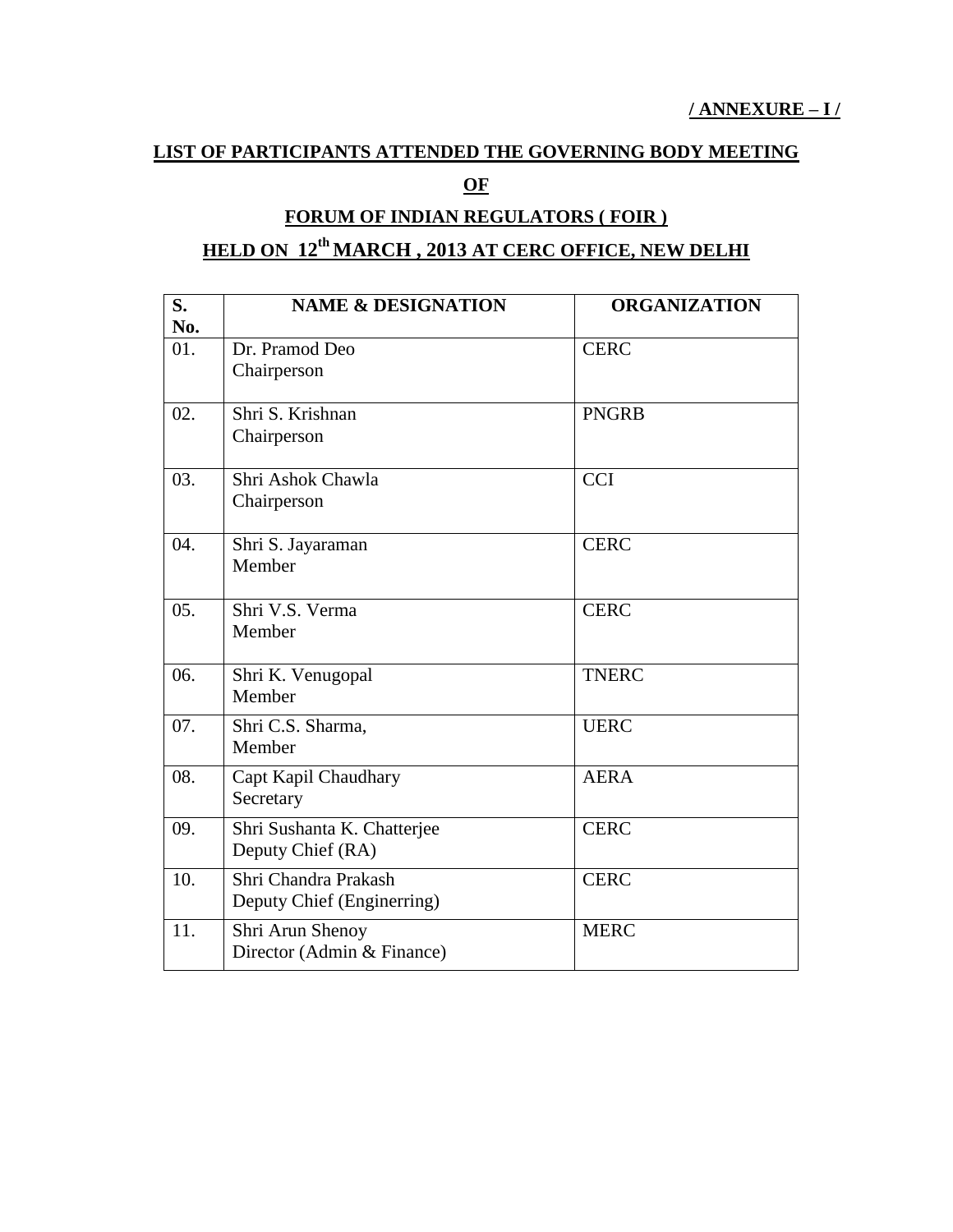**/ ANNEXURE – I /**

## LIST OF PARTICIPANTS ATTENDED THE GOVERNING BODY MEETING

## OF

## FORUM OF INDIAN REGULATORS ( FOIR )

## HELD ON 12th MARCH , 2013 AT CERC OFFICE, NEW DELHI

| S. No. | NAME & DESIGNATION | ORGANIZATION |
|---|---|---|
| 01. | Dr. Pramod Deo<br>Chairperson | CERC |
| 02. | Shri S. Krishnan<br>Chairperson | PNGRB |
| 03. | Shri Ashok Chawla<br>Chairperson | CCI |
| 04. | Shri S. Jayaraman<br>Member | CERC |
| 05. | Shri V.S. Verma<br>Member | CERC |
| 06. | Shri K. Venugopal<br>Member | TNERC |
| 07. | Shri C.S. Sharma,<br>Member | UERC |
| 08. | Capt Kapil Chaudhary<br>Secretary | AERA |
| 09. | Shri Sushanta K. Chatterjee<br>Deputy Chief (RA) | CERC |
| 10. | Shri Chandra Prakash<br>Deputy Chief (Enginerring) | CERC |
| 11. | Shri Arun Shenoy<br>Director (Admin & Finance) | MERC |